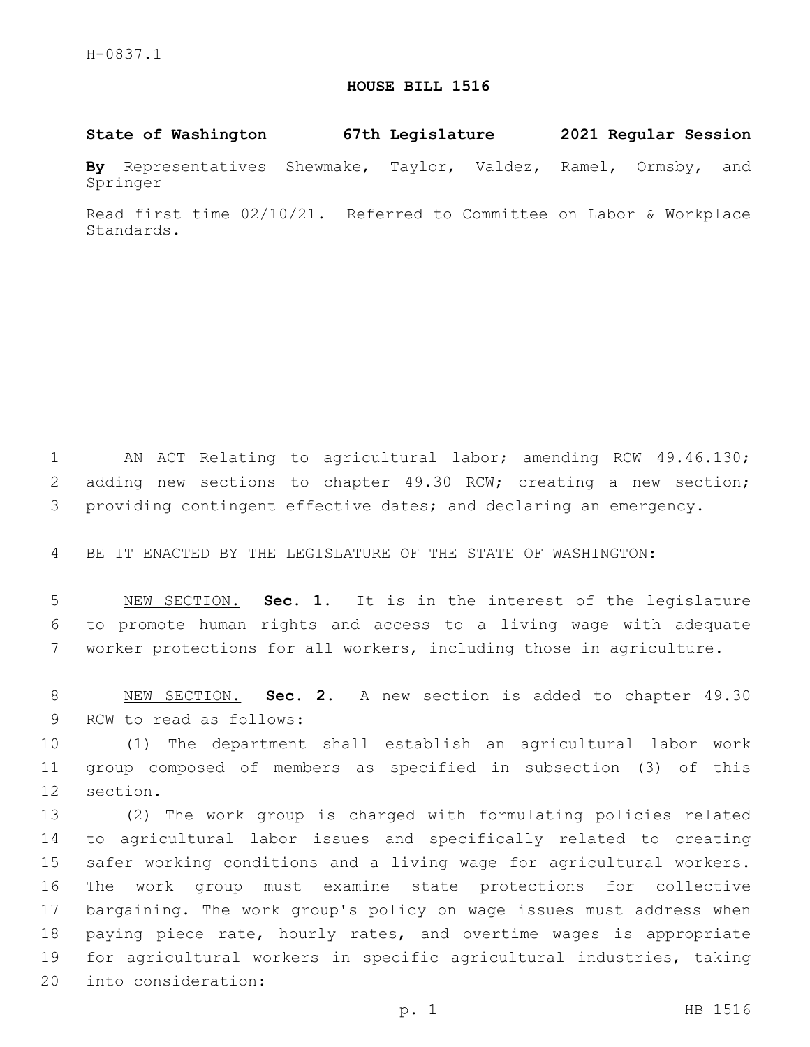H-0837.1

# HOUSE BILL 1516

**State of Washington 67th Legislature 2021 Regular Session**

**By** Representatives Shewmake, Taylor, Valdez, Ramel, Ormsby, and Springer

Read first time 02/10/21. Referred to Committee on Labor & Workplace Standards.

AN ACT Relating to agricultural labor; amending RCW 49.46.130; adding new sections to chapter 49.30 RCW; creating a new section; providing contingent effective dates; and declaring an emergency.

BE IT ENACTED BY THE LEGISLATURE OF THE STATE OF WASHINGTON:

NEW SECTION. **Sec. 1.** It is in the interest of the legislature to promote human rights and access to a living wage with adequate worker protections for all workers, including those in agriculture.

NEW SECTION. **Sec. 2.** A new section is added to chapter 49.30 RCW to read as follows:

(1) The department shall establish an agricultural labor work group composed of members as specified in subsection (3) of this section.

(2) The work group is charged with formulating policies related to agricultural labor issues and specifically related to creating safer working conditions and a living wage for agricultural workers. The work group must examine state protections for collective bargaining. The work group's policy on wage issues must address when paying piece rate, hourly rates, and overtime wages is appropriate for agricultural workers in specific agricultural industries, taking into consideration: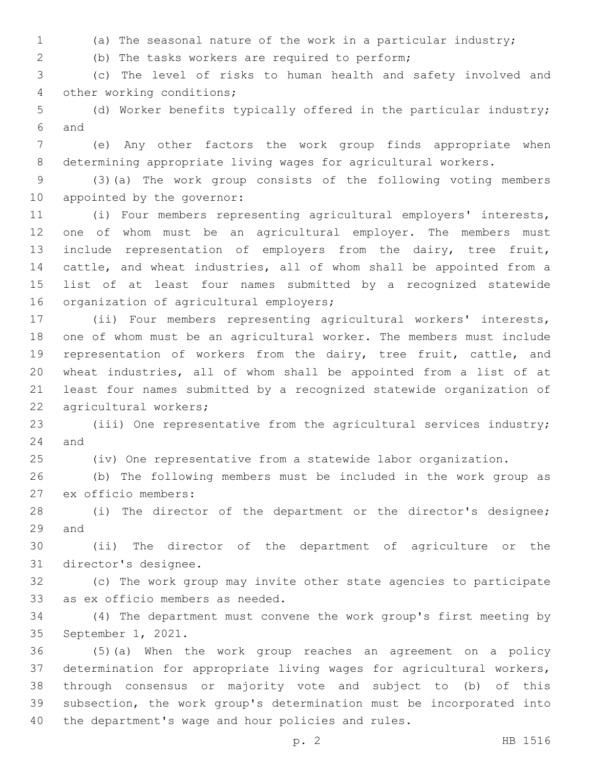(a) The seasonal nature of the work in a particular industry;

(b) The tasks workers are required to perform;

(c) The level of risks to human health and safety involved and other working conditions;

(d) Worker benefits typically offered in the particular industry; and

(e) Any other factors the work group finds appropriate when determining appropriate living wages for agricultural workers.

(3)(a) The work group consists of the following voting members appointed by the governor:

(i) Four members representing agricultural employers' interests, one of whom must be an agricultural employer. The members must include representation of employers from the dairy, tree fruit, cattle, and wheat industries, all of whom shall be appointed from a list of at least four names submitted by a recognized statewide organization of agricultural employers;

(ii) Four members representing agricultural workers' interests, one of whom must be an agricultural worker. The members must include representation of workers from the dairy, tree fruit, cattle, and wheat industries, all of whom shall be appointed from a list of at least four names submitted by a recognized statewide organization of agricultural workers;

(iii) One representative from the agricultural services industry; and

(iv) One representative from a statewide labor organization.

(b) The following members must be included in the work group as ex officio members:

(i) The director of the department or the director's designee; and

(ii) The director of the department of agriculture or the director's designee.

(c) The work group may invite other state agencies to participate as ex officio members as needed.

(4) The department must convene the work group's first meeting by September 1, 2021.

(5)(a) When the work group reaches an agreement on a policy determination for appropriate living wages for agricultural workers, through consensus or majority vote and subject to (b) of this subsection, the work group's determination must be incorporated into the department's wage and hour policies and rules.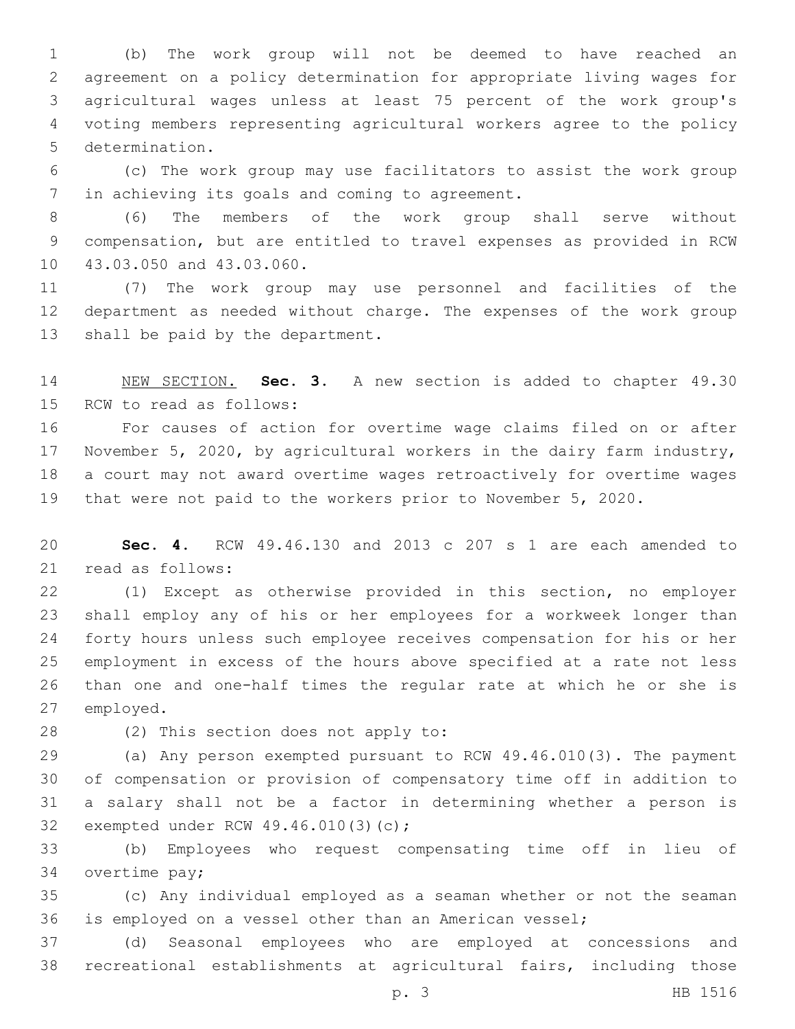(b) The work group will not be deemed to have reached an agreement on a policy determination for appropriate living wages for agricultural wages unless at least 75 percent of the work group's voting members representing agricultural workers agree to the policy determination.

(c) The work group may use facilitators to assist the work group in achieving its goals and coming to agreement.

(6) The members of the work group shall serve without compensation, but are entitled to travel expenses as provided in RCW 43.03.050 and 43.03.060.

(7) The work group may use personnel and facilities of the department as needed without charge. The expenses of the work group shall be paid by the department.

NEW SECTION. **Sec. 3.** A new section is added to chapter 49.30 RCW to read as follows:

For causes of action for overtime wage claims filed on or after November 5, 2020, by agricultural workers in the dairy farm industry, a court may not award overtime wages retroactively for overtime wages that were not paid to the workers prior to November 5, 2020.

**Sec. 4.** RCW 49.46.130 and 2013 c 207 s 1 are each amended to read as follows:

(1) Except as otherwise provided in this section, no employer shall employ any of his or her employees for a workweek longer than forty hours unless such employee receives compensation for his or her employment in excess of the hours above specified at a rate not less than one and one-half times the regular rate at which he or she is employed.

(2) This section does not apply to:

(a) Any person exempted pursuant to RCW 49.46.010(3). The payment of compensation or provision of compensatory time off in addition to a salary shall not be a factor in determining whether a person is exempted under RCW 49.46.010(3)(c);

(b) Employees who request compensating time off in lieu of overtime pay;

(c) Any individual employed as a seaman whether or not the seaman is employed on a vessel other than an American vessel;

(d) Seasonal employees who are employed at concessions and recreational establishments at agricultural fairs, including those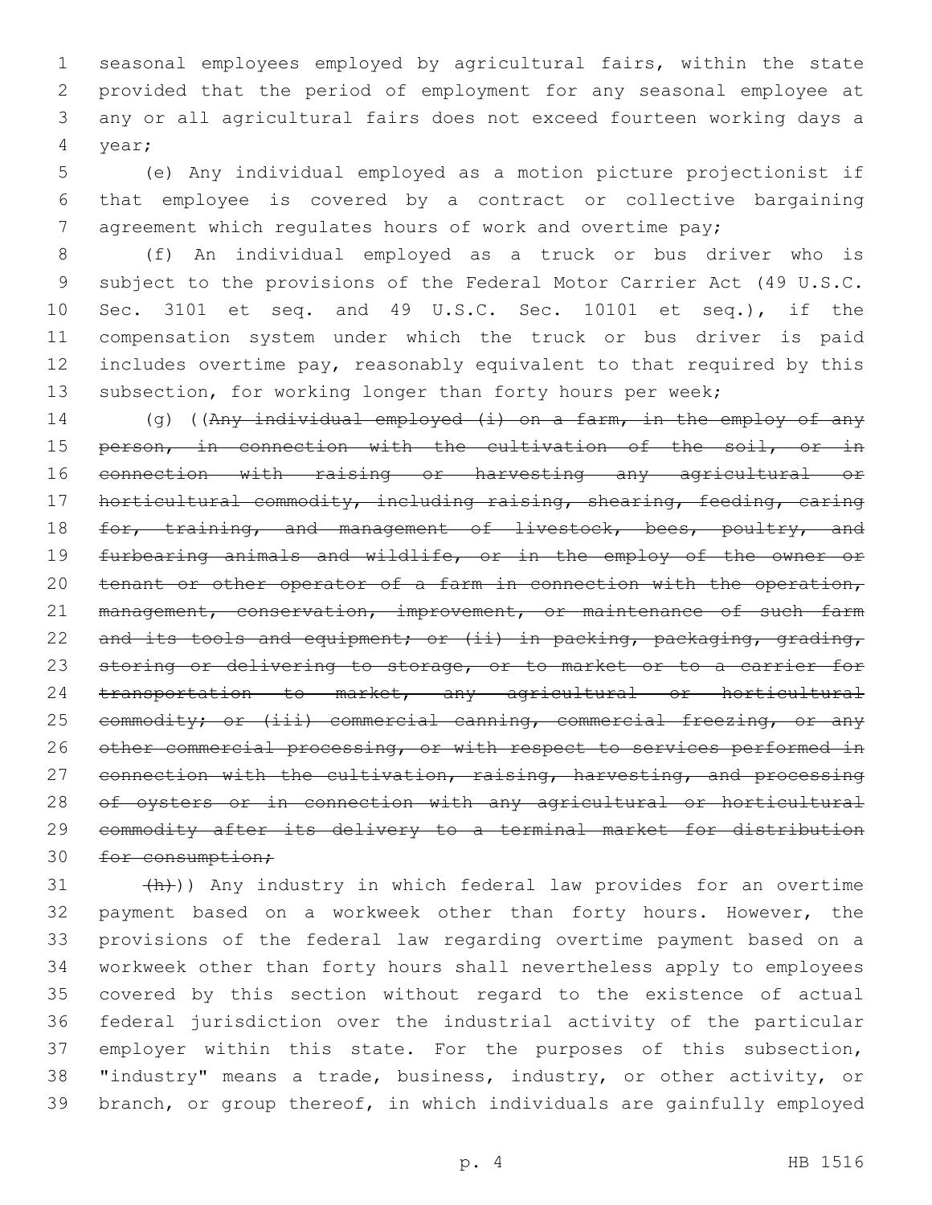seasonal employees employed by agricultural fairs, within the state provided that the period of employment for any seasonal employee at any or all agricultural fairs does not exceed fourteen working days a year;

(e) Any individual employed as a motion picture projectionist if that employee is covered by a contract or collective bargaining agreement which regulates hours of work and overtime pay;

(f) An individual employed as a truck or bus driver who is subject to the provisions of the Federal Motor Carrier Act (49 U.S.C. Sec. 3101 et seq. and 49 U.S.C. Sec. 10101 et seq.), if the compensation system under which the truck or bus driver is paid includes overtime pay, reasonably equivalent to that required by this subsection, for working longer than forty hours per week;

(g) ((~~Any individual employed (i) on a farm, in the employ of any person, in connection with the cultivation of the soil, or in connection with raising or harvesting any agricultural or horticultural commodity, including raising, shearing, feeding, caring for, training, and management of livestock, bees, poultry, and furbearing animals and wildlife, or in the employ of the owner or tenant or other operator of a farm in connection with the operation, management, conservation, improvement, or maintenance of such farm and its tools and equipment; or (ii) in packing, packaging, grading, storing or delivering to storage, or to market or to a carrier for transportation to market, any agricultural or horticultural commodity; or (iii) commercial canning, commercial freezing, or any other commercial processing, or with respect to services performed in connection with the cultivation, raising, harvesting, and processing of oysters or in connection with any agricultural or horticultural commodity after its delivery to a terminal market for distribution for consumption;~~

~~(h)~~)) Any industry in which federal law provides for an overtime payment based on a workweek other than forty hours. However, the provisions of the federal law regarding overtime payment based on a workweek other than forty hours shall nevertheless apply to employees covered by this section without regard to the existence of actual federal jurisdiction over the industrial activity of the particular employer within this state. For the purposes of this subsection, "industry" means a trade, business, industry, or other activity, or branch, or group thereof, in which individuals are gainfully employed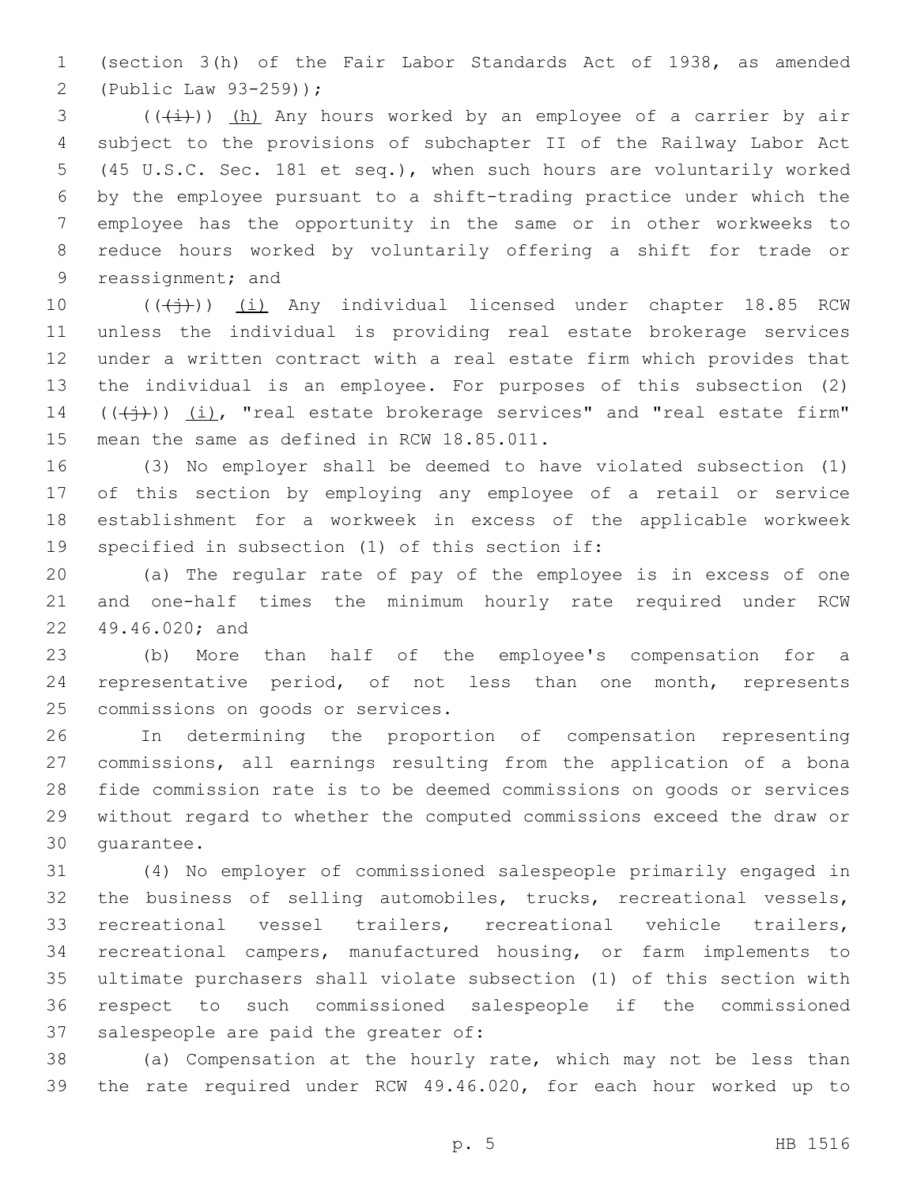(section 3(h) of the Fair Labor Standards Act of 1938, as amended (Public Law 93-259));

(((i))) (h) Any hours worked by an employee of a carrier by air subject to the provisions of subchapter II of the Railway Labor Act (45 U.S.C. Sec. 181 et seq.), when such hours are voluntarily worked by the employee pursuant to a shift-trading practice under which the employee has the opportunity in the same or in other workweeks to reduce hours worked by voluntarily offering a shift for trade or reassignment; and

(((j))) (i) Any individual licensed under chapter 18.85 RCW unless the individual is providing real estate brokerage services under a written contract with a real estate firm which provides that the individual is an employee. For purposes of this subsection (2) (((j))) (i), "real estate brokerage services" and "real estate firm" mean the same as defined in RCW 18.85.011.

(3) No employer shall be deemed to have violated subsection (1) of this section by employing any employee of a retail or service establishment for a workweek in excess of the applicable workweek specified in subsection (1) of this section if:

(a) The regular rate of pay of the employee is in excess of one and one-half times the minimum hourly rate required under RCW 49.46.020; and

(b) More than half of the employee's compensation for a representative period, of not less than one month, represents commissions on goods or services.

In determining the proportion of compensation representing commissions, all earnings resulting from the application of a bona fide commission rate is to be deemed commissions on goods or services without regard to whether the computed commissions exceed the draw or guarantee.

(4) No employer of commissioned salespeople primarily engaged in the business of selling automobiles, trucks, recreational vessels, recreational vessel trailers, recreational vehicle trailers, recreational campers, manufactured housing, or farm implements to ultimate purchasers shall violate subsection (1) of this section with respect to such commissioned salespeople if the commissioned salespeople are paid the greater of:

(a) Compensation at the hourly rate, which may not be less than the rate required under RCW 49.46.020, for each hour worked up to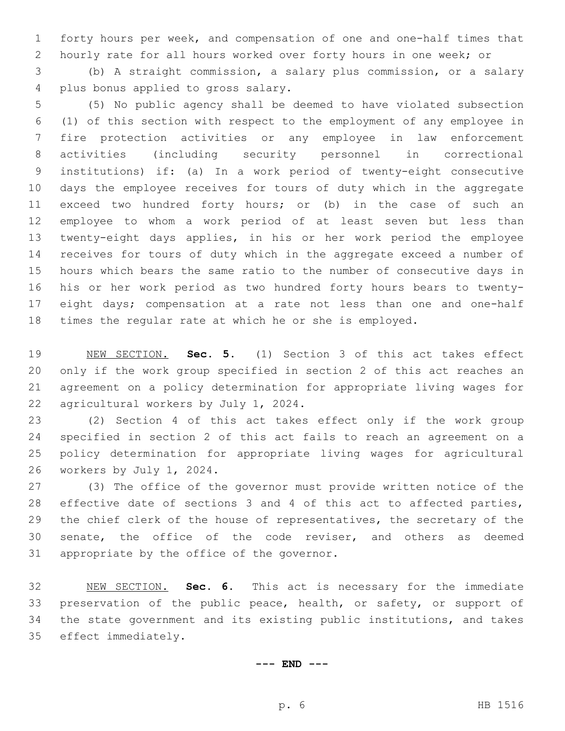forty hours per week, and compensation of one and one-half times that hourly rate for all hours worked over forty hours in one week; or

(b) A straight commission, a salary plus commission, or a salary plus bonus applied to gross salary.

(5) No public agency shall be deemed to have violated subsection (1) of this section with respect to the employment of any employee in fire protection activities or any employee in law enforcement activities (including security personnel in correctional institutions) if: (a) In a work period of twenty-eight consecutive days the employee receives for tours of duty which in the aggregate exceed two hundred forty hours; or (b) in the case of such an employee to whom a work period of at least seven but less than twenty-eight days applies, in his or her work period the employee receives for tours of duty which in the aggregate exceed a number of hours which bears the same ratio to the number of consecutive days in his or her work period as two hundred forty hours bears to twenty-eight days; compensation at a rate not less than one and one-half times the regular rate at which he or she is employed.

NEW SECTION. **Sec. 5.** (1) Section 3 of this act takes effect only if the work group specified in section 2 of this act reaches an agreement on a policy determination for appropriate living wages for agricultural workers by July 1, 2024.

(2) Section 4 of this act takes effect only if the work group specified in section 2 of this act fails to reach an agreement on a policy determination for appropriate living wages for agricultural workers by July 1, 2024.

(3) The office of the governor must provide written notice of the effective date of sections 3 and 4 of this act to affected parties, the chief clerk of the house of representatives, the secretary of the senate, the office of the code reviser, and others as deemed appropriate by the office of the governor.

NEW SECTION. **Sec. 6.** This act is necessary for the immediate preservation of the public peace, health, or safety, or support of the state government and its existing public institutions, and takes effect immediately.

**--- END ---**